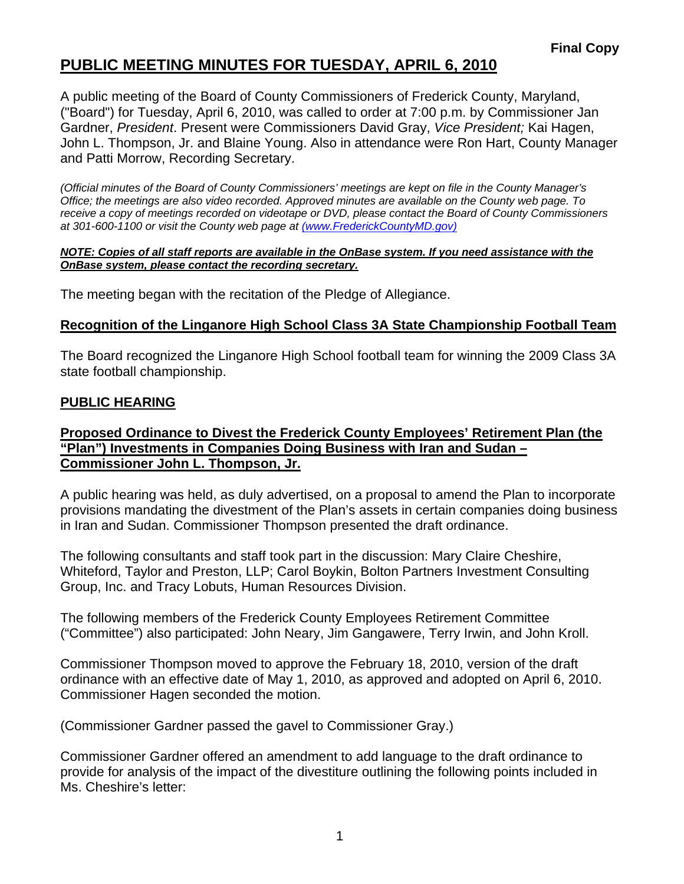**Final Copy**

# PUBLIC MEETING MINUTES FOR TUESDAY, APRIL 6, 2010

A public meeting of the Board of County Commissioners of Frederick County, Maryland, ("Board") for Tuesday, April 6, 2010, was called to order at 7:00 p.m. by Commissioner Jan Gardner, *President*. Present were Commissioners David Gray, *Vice President;* Kai Hagen, John L. Thompson, Jr. and Blaine Young. Also in attendance were Ron Hart, County Manager and Patti Morrow, Recording Secretary.

*(Official minutes of the Board of County Commissioners' meetings are kept on file in the County Manager's Office; the meetings are also video recorded. Approved minutes are available on the County web page. To receive a copy of meetings recorded on videotape or DVD, please contact the Board of County Commissioners at 301-600-1100 or visit the County web page at (www.FrederickCountyMD.gov)*

***NOTE: Copies of all staff reports are available in the OnBase system. If you need assistance with the OnBase system, please contact the recording secretary.***

The meeting began with the recitation of the Pledge of Allegiance.

## Recognition of the Linganore High School Class 3A State Championship Football Team

The Board recognized the Linganore High School football team for winning the 2009 Class 3A state football championship.

## PUBLIC HEARING

### Proposed Ordinance to Divest the Frederick County Employees' Retirement Plan (the "Plan") Investments in Companies Doing Business with Iran and Sudan – Commissioner John L. Thompson, Jr.

A public hearing was held, as duly advertised, on a proposal to amend the Plan to incorporate provisions mandating the divestment of the Plan's assets in certain companies doing business in Iran and Sudan. Commissioner Thompson presented the draft ordinance.

The following consultants and staff took part in the discussion: Mary Claire Cheshire, Whiteford, Taylor and Preston, LLP; Carol Boykin, Bolton Partners Investment Consulting Group, Inc. and Tracy Lobuts, Human Resources Division.

The following members of the Frederick County Employees Retirement Committee ("Committee") also participated: John Neary, Jim Gangawere, Terry Irwin, and John Kroll.

Commissioner Thompson moved to approve the February 18, 2010, version of the draft ordinance with an effective date of May 1, 2010, as approved and adopted on April 6, 2010. Commissioner Hagen seconded the motion.

(Commissioner Gardner passed the gavel to Commissioner Gray.)

Commissioner Gardner offered an amendment to add language to the draft ordinance to provide for analysis of the impact of the divestiture outlining the following points included in Ms. Cheshire's letter: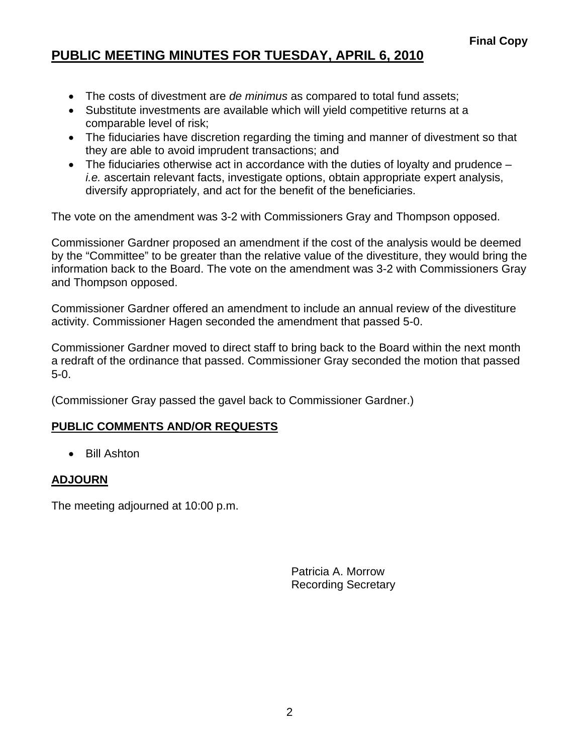**Final Copy**

# PUBLIC MEETING MINUTES FOR TUESDAY, APRIL 6, 2010

- The costs of divestment are *de minimus* as compared to total fund assets;
- Substitute investments are available which will yield competitive returns at a comparable level of risk;
- The fiduciaries have discretion regarding the timing and manner of divestment so that they are able to avoid imprudent transactions; and
- The fiduciaries otherwise act in accordance with the duties of loyalty and prudence – *i.e.* ascertain relevant facts, investigate options, obtain appropriate expert analysis, diversify appropriately, and act for the benefit of the beneficiaries.

The vote on the amendment was 3-2 with Commissioners Gray and Thompson opposed.

Commissioner Gardner proposed an amendment if the cost of the analysis would be deemed by the "Committee" to be greater than the relative value of the divestiture, they would bring the information back to the Board. The vote on the amendment was 3-2 with Commissioners Gray and Thompson opposed.

Commissioner Gardner offered an amendment to include an annual review of the divestiture activity. Commissioner Hagen seconded the amendment that passed 5-0.

Commissioner Gardner moved to direct staff to bring back to the Board within the next month a redraft of the ordinance that passed. Commissioner Gray seconded the motion that passed 5-0.

(Commissioner Gray passed the gavel back to Commissioner Gardner.)

## PUBLIC COMMENTS AND/OR REQUESTS

- Bill Ashton

## ADJOURN

The meeting adjourned at 10:00 p.m.

Patricia A. Morrow
Recording Secretary